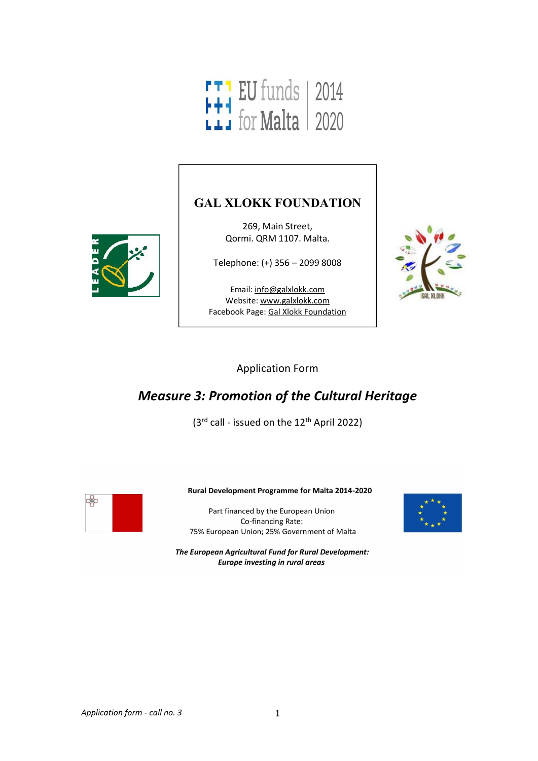EU funds for Malta 2014 2020

# GAL XLOKK FOUNDATION

269, Main Street,
Qormi. QRM 1107. Malta.

Telephone: (+) 356 – 2099 8008

Email: info@galxlokk.com
Website: www.galxlokk.com
Facebook Page: Gal Xlokk Foundation

Application Form

## *Measure 3: Promotion of the Cultural Heritage*

(3rd call - issued on the 12th April 2022)

**Rural Development Programme for Malta 2014-2020**

Part financed by the European Union
Co-financing Rate:
75% European Union; 25% Government of Malta

***The European Agricultural Fund for Rural Development: Europe investing in rural areas***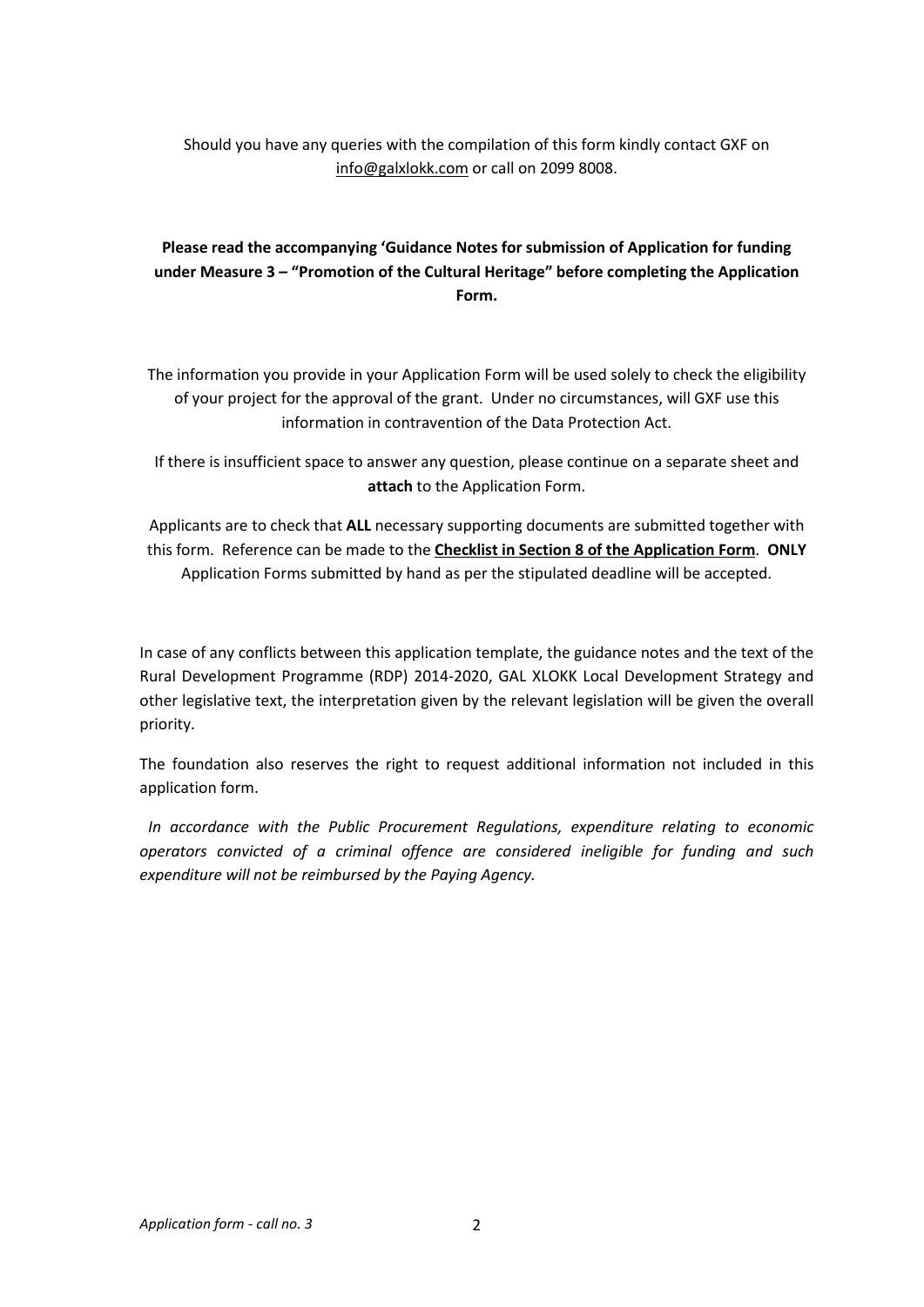Should you have any queries with the compilation of this form kindly contact GXF on info@galxlokk.com or call on 2099 8008.

**Please read the accompanying 'Guidance Notes for submission of Application for funding under Measure 3 – "Promotion of the Cultural Heritage" before completing the Application Form.**

The information you provide in your Application Form will be used solely to check the eligibility of your project for the approval of the grant. Under no circumstances, will GXF use this information in contravention of the Data Protection Act.

If there is insufficient space to answer any question, please continue on a separate sheet and **attach** to the Application Form.

Applicants are to check that **ALL** necessary supporting documents are submitted together with this form. Reference can be made to the **Checklist in Section 8 of the Application Form**. **ONLY** Application Forms submitted by hand as per the stipulated deadline will be accepted.

In case of any conflicts between this application template, the guidance notes and the text of the Rural Development Programme (RDP) 2014-2020, GAL XLOKK Local Development Strategy and other legislative text, the interpretation given by the relevant legislation will be given the overall priority.

The foundation also reserves the right to request additional information not included in this application form.

*In accordance with the Public Procurement Regulations, expenditure relating to economic operators convicted of a criminal offence are considered ineligible for funding and such expenditure will not be reimbursed by the Paying Agency.*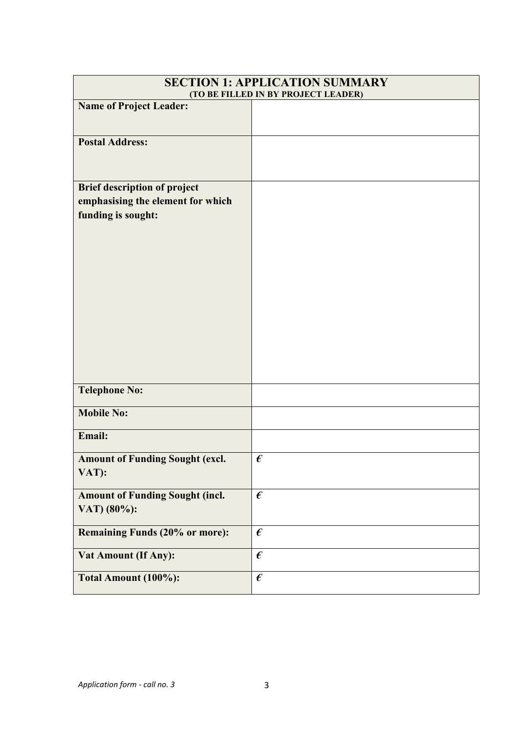| SECTION 1: APPLICATION SUMMARY (TO BE FILLED IN BY PROJECT LEADER) | |
|---|---|
| **Name of Project Leader:** | |
| **Postal Address:** | |
| **Brief description of project emphasising the element for which funding is sought:** | |
| **Telephone No:** | |
| **Mobile No:** | |
| **Email:** | |
| **Amount of Funding Sought (excl. VAT):** | **€** |
| **Amount of Funding Sought (incl. VAT) (80%):** | **€** |
| **Remaining Funds (20% or more):** | **€** |
| **Vat Amount (If Any):** | **€** |
| **Total Amount (100%):** | **€** |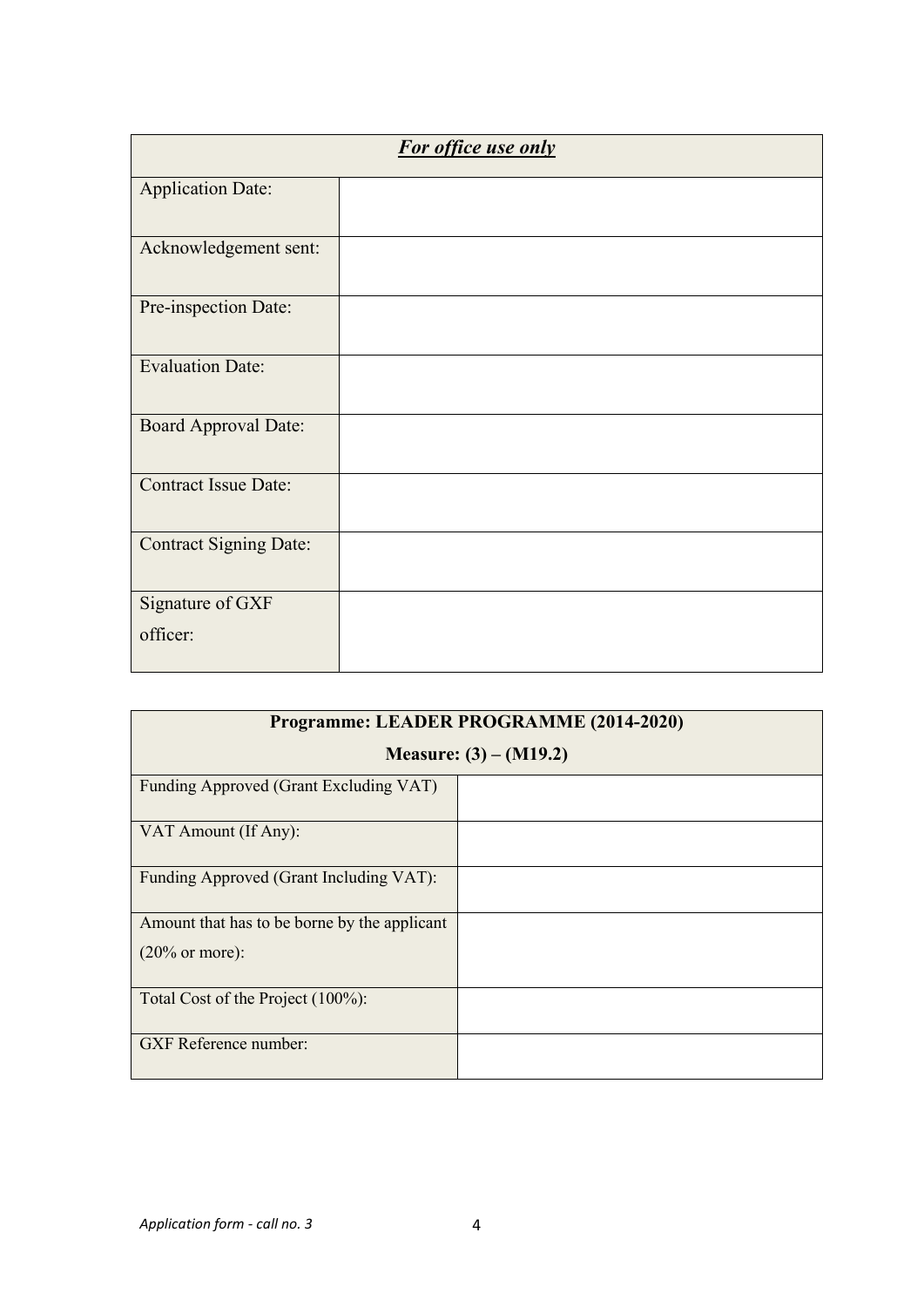| ***For office use only*** | |
|---|---|
| Application Date: | |
| Acknowledgement sent: | |
| Pre-inspection Date: | |
| Evaluation Date: | |
| Board Approval Date: | |
| Contract Issue Date: | |
| Contract Signing Date: | |
| Signature of GXF officer: | |

| **Programme: LEADER PROGRAMME (2014-2020)**<br>**Measure: (3) – (M19.2)** | |
|---|---|
| Funding Approved (Grant Excluding VAT) | |
| VAT Amount (If Any): | |
| Funding Approved (Grant Including VAT): | |
| Amount that has to be borne by the applicant (20% or more): | |
| Total Cost of the Project (100%): | |
| GXF Reference number: | |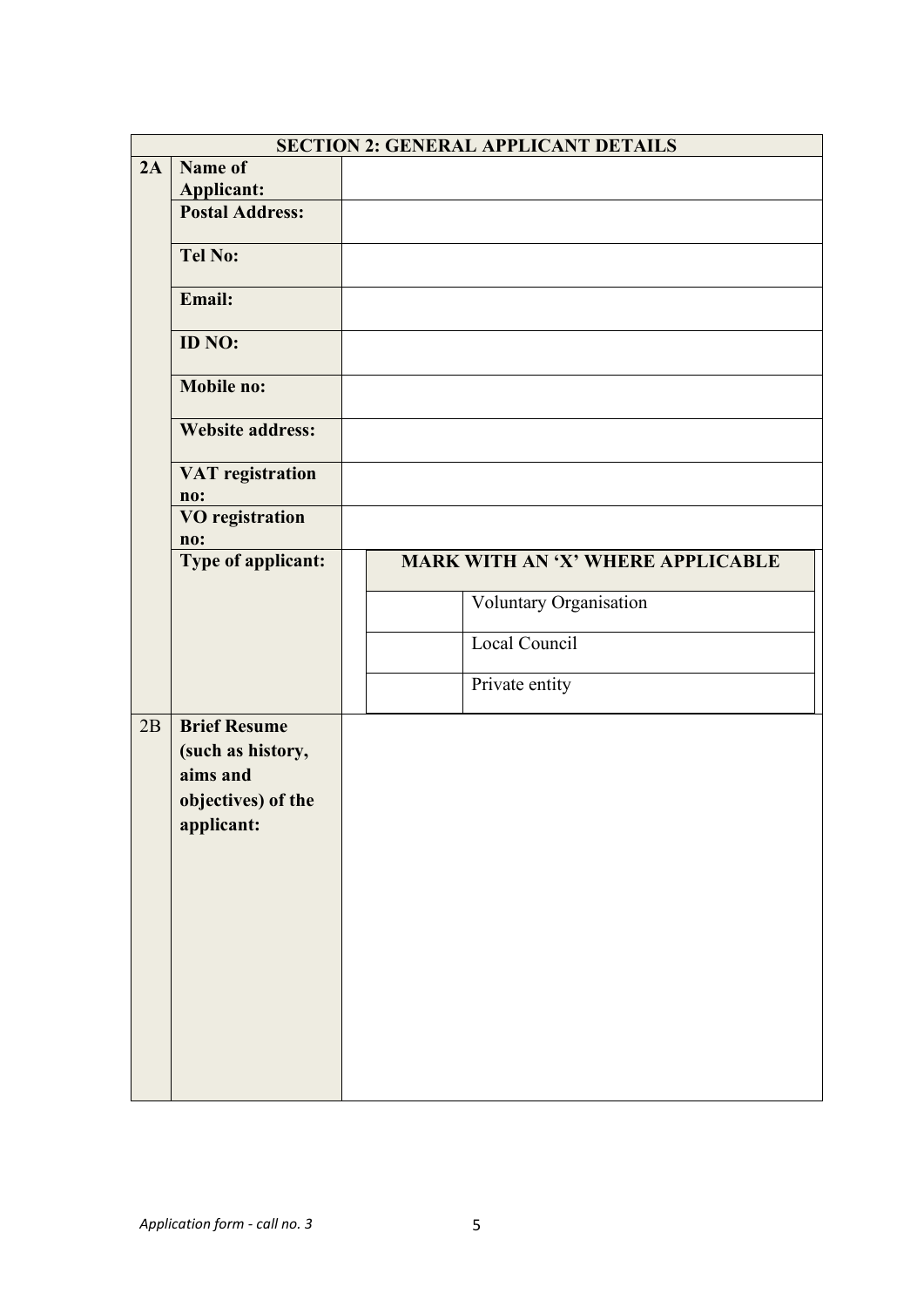| SECTION 2: GENERAL APPLICANT DETAILS | | | |
|---|---|---|---|
| **2A** | **Name of Applicant:** | | |
| | **Postal Address:** | | |
| | **Tel No:** | | |
| | **Email:** | | |
| | **ID NO:** | | |
| | **Mobile no:** | | |
| | **Website address:** | | |
| | **VAT registration no:** | | |
| | **VO registration no:** | | |
| | **Type of applicant:** | **MARK WITH AN 'X' WHERE APPLICABLE** | |
| | | | Voluntary Organisation |
| | | | Local Council |
| | | | Private entity |
| 2B | **Brief Resume (such as history, aims and objectives) of the applicant:** | | |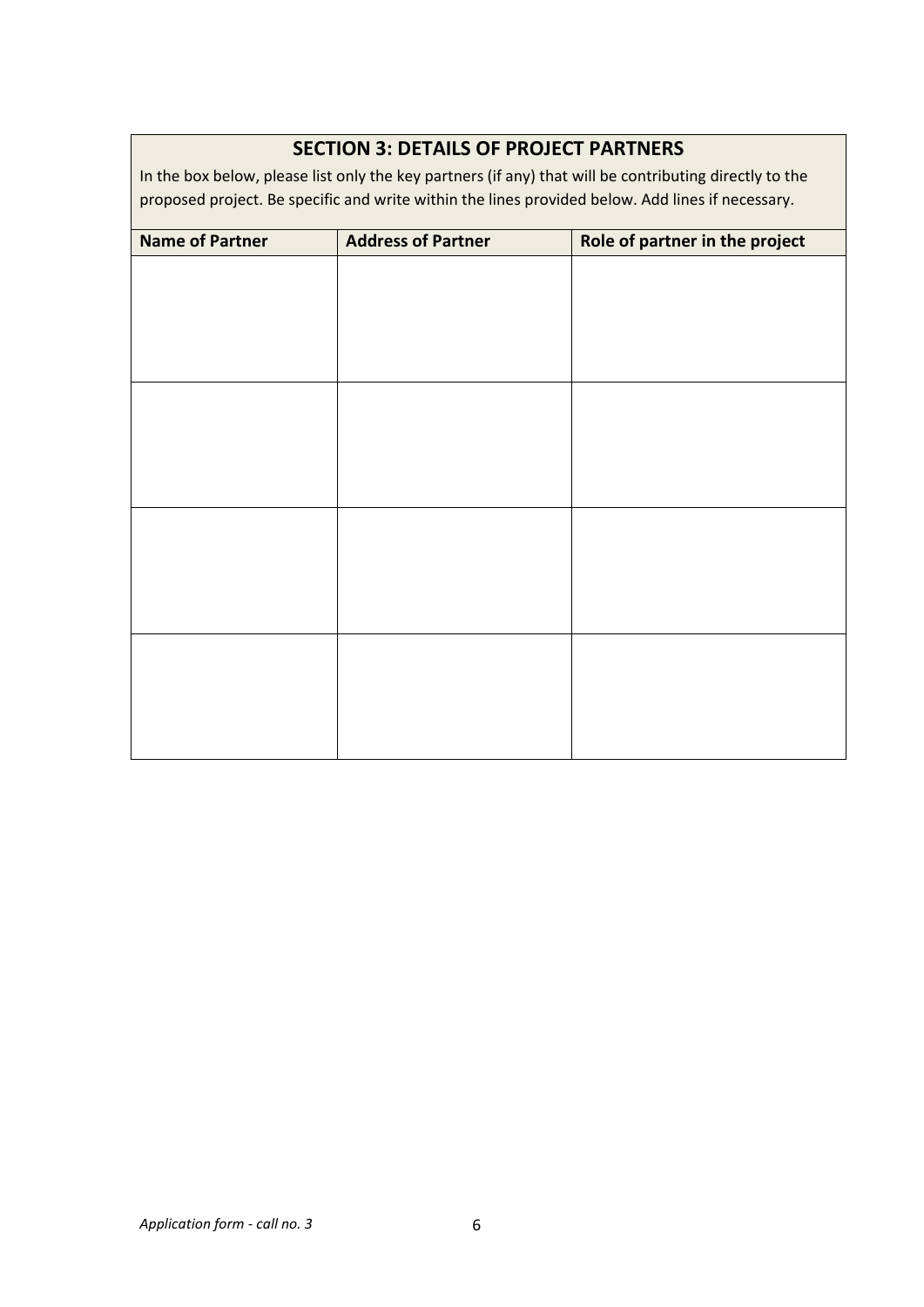## SECTION 3: DETAILS OF PROJECT PARTNERS

In the box below, please list only the key partners (if any) that will be contributing directly to the proposed project. Be specific and write within the lines provided below. Add lines if necessary.

| Name of Partner | Address of Partner | Role of partner in the project |
|---|---|---|
| | | |
| | | |
| | | |
| | | |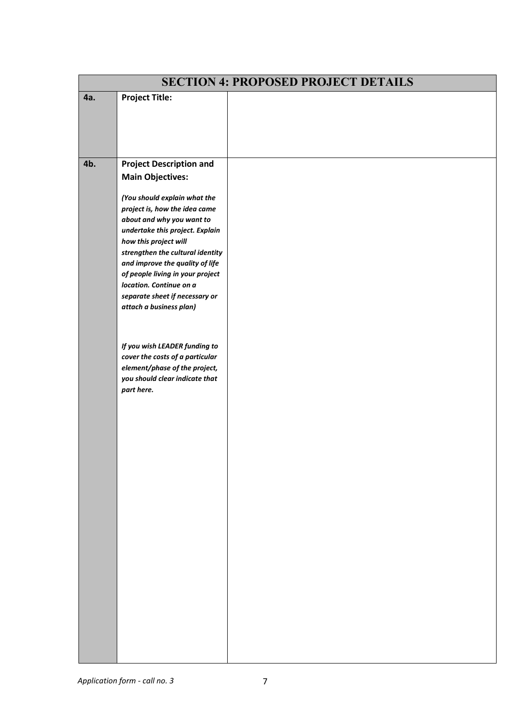| SECTION 4: PROPOSED PROJECT DETAILS | | |
|---|---|---|
| **4a.** | **Project Title:** | |
| **4b.** | **Project Description and Main Objectives:**<br><br>***(You should explain what the project is, how the idea came about and why you want to undertake this project. Explain how this project will strengthen the cultural identity and improve the quality of life of people living in your project location. Continue on a separate sheet if necessary or attach a business plan)***<br><br>***If you wish LEADER funding to cover the costs of a particular element/phase of the project, you should clear indicate that part here.*** | |

*Application form - call no. 3*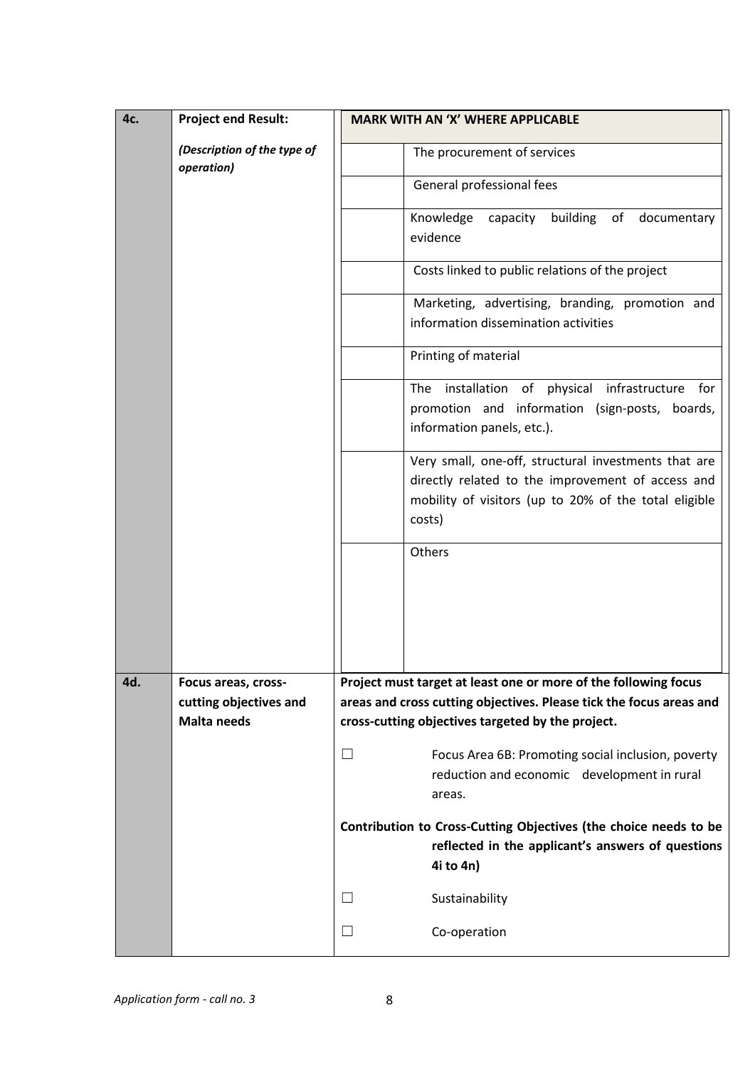| 4c. | **Project end Result:**<br><br>***(Description of the type of operation)*** | **MARK WITH AN 'X' WHERE APPLICABLE** | |
|---|---|---|---|
| | | | The procurement of services |
| | | | General professional fees |
| | | | Knowledge capacity building of documentary evidence |
| | | | Costs linked to public relations of the project |
| | | | Marketing, advertising, branding, promotion and information dissemination activities |
| | | | Printing of material |
| | | | The installation of physical infrastructure for promotion and information (sign-posts, boards, information panels, etc.). |
| | | | Very small, one-off, structural investments that are directly related to the improvement of access and mobility of visitors (up to 20% of the total eligible costs) |
| | | | Others |
| **4d.** | **Focus areas, cross-cutting objectives and Malta needs** | **Project must target at least one or more of the following focus areas and cross cutting objectives. Please tick the focus areas and cross-cutting objectives targeted by the project.** | |
| | | ☐ | Focus Area 6B: Promoting social inclusion, poverty reduction and economic development in rural areas. |
| | | **Contribution to Cross-Cutting Objectives (the choice needs to be reflected in the applicant's answers of questions 4i to 4n)** | |
| | | ☐ | Sustainability |
| | | ☐ | Co-operation |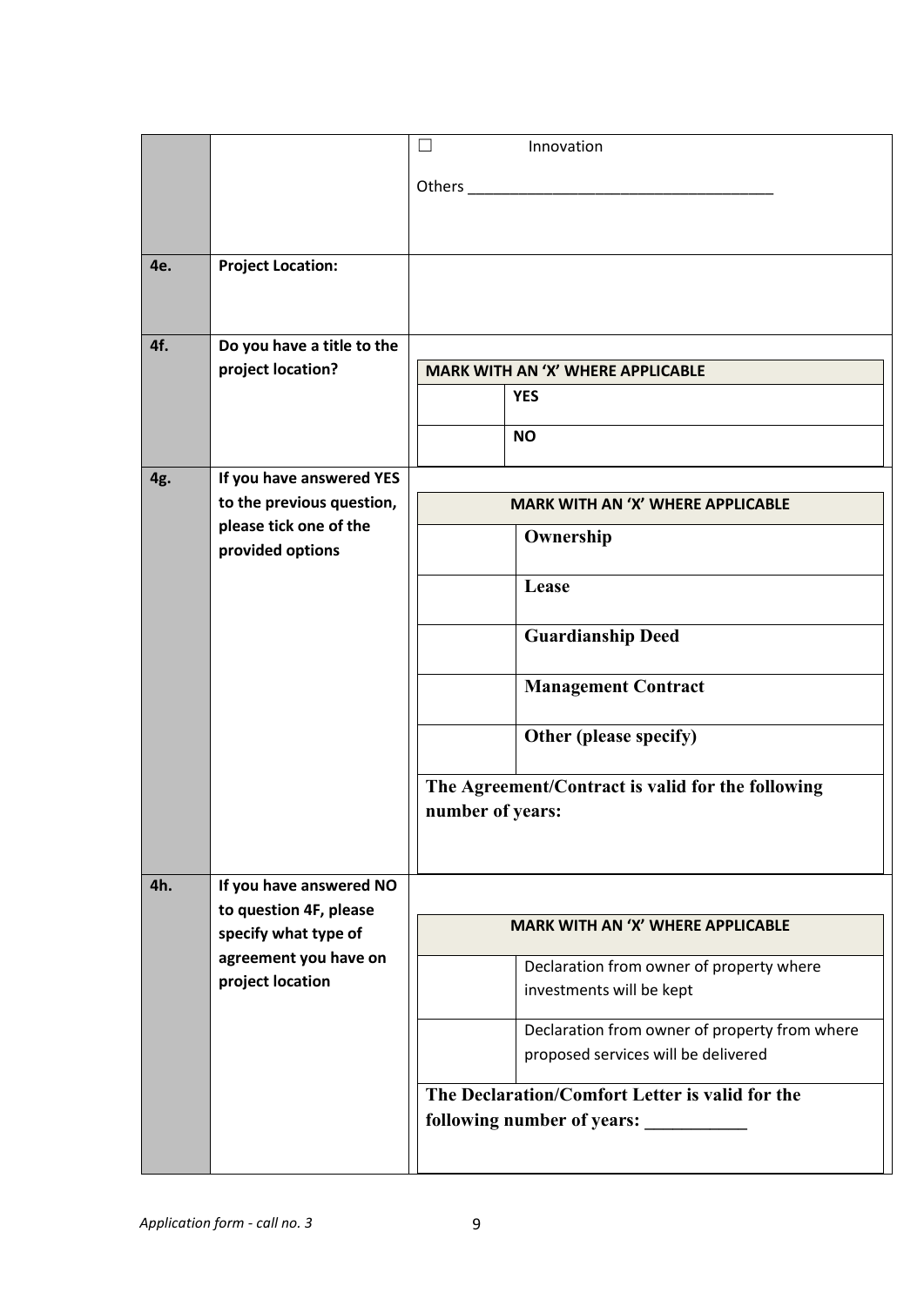| | | |
|---|---|---|
| | | ☐ Innovation<br><br>Others ___________________________________ |
| **4e.** | **Project Location:** | |
| **4f.** | **Do you have a title to the project location?** | **MARK WITH AN 'X' WHERE APPLICABLE**<br>☐ **YES**<br>☐ **NO** |
| **4g.** | **If you have answered YES to the previous question, please tick one of the provided options** | **MARK WITH AN 'X' WHERE APPLICABLE**<br>☐ **Ownership**<br>☐ **Lease**<br>☐ **Guardianship Deed**<br>☐ **Management Contract**<br>☐ **Other (please specify)**<br>**The Agreement/Contract is valid for the following number of years:** |
| **4h.** | **If you have answered NO to question 4F, please specify what type of agreement you have on project location** | **MARK WITH AN 'X' WHERE APPLICABLE**<br>☐ Declaration from owner of property where investments will be kept<br>☐ Declaration from owner of property from where proposed services will be delivered<br>**The Declaration/Comfort Letter is valid for the following number of years:** ___________ |

*Application form - call no. 3*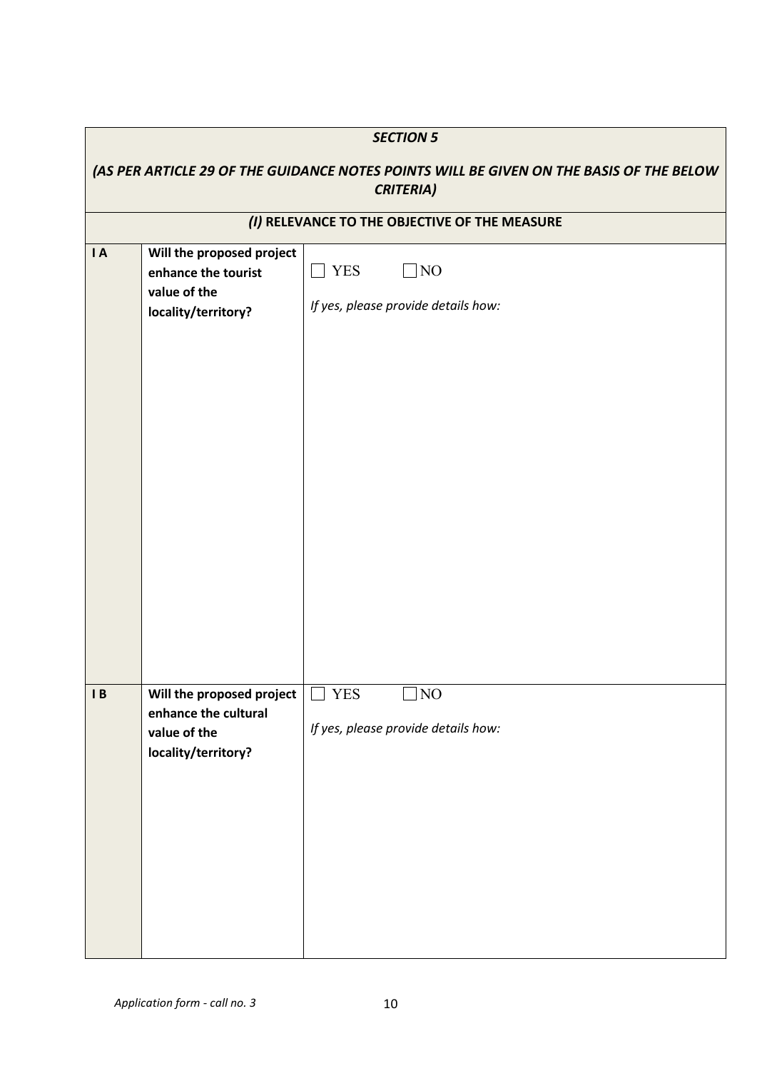| ***SECTION 5*** | | |
|---|---|---|
| ***(AS PER ARTICLE 29 OF THE GUIDANCE NOTES POINTS WILL BE GIVEN ON THE BASIS OF THE BELOW CRITERIA)*** | | |
| ***(I)* RELEVANCE TO THE OBJECTIVE OF THE MEASURE** | | |
| **I A** | **Will the proposed project enhance the tourist value of the locality/territory?** | ☐ YES ☐ NO<br>*If yes, please provide details how:* |
| **I B** | **Will the proposed project enhance the cultural value of the locality/territory?** | ☐ YES ☐ NO<br>*If yes, please provide details how:* |

*Application form - call no. 3*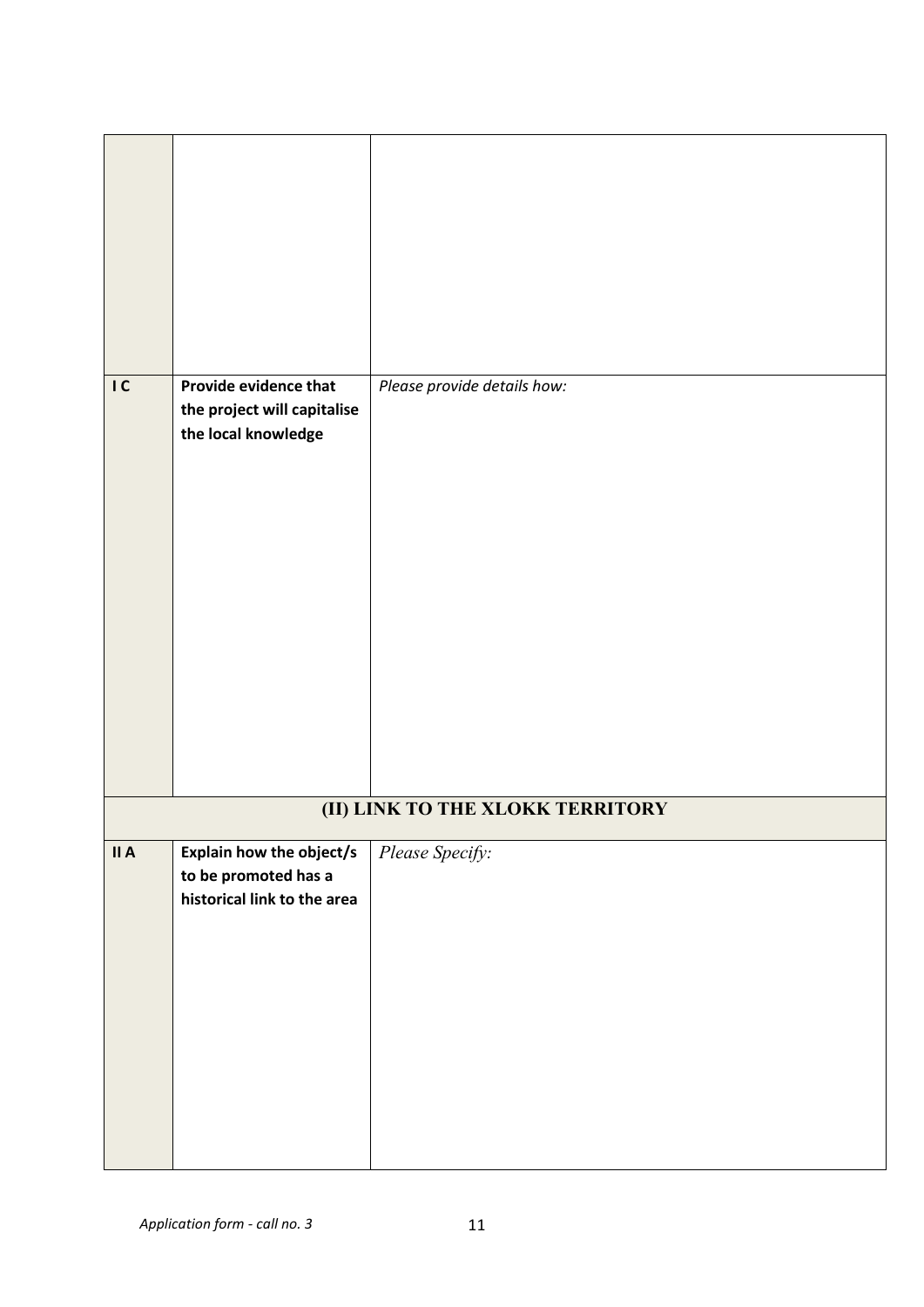| | | |
|---|---|---|
| | | |
| I C | **Provide evidence that the project will capitalise the local knowledge** | *Please provide details how:* |
| **(II) LINK TO THE XLOKK TERRITORY** | | |
| II A | **Explain how the object/s to be promoted has a historical link to the area** | *Please Specify:* |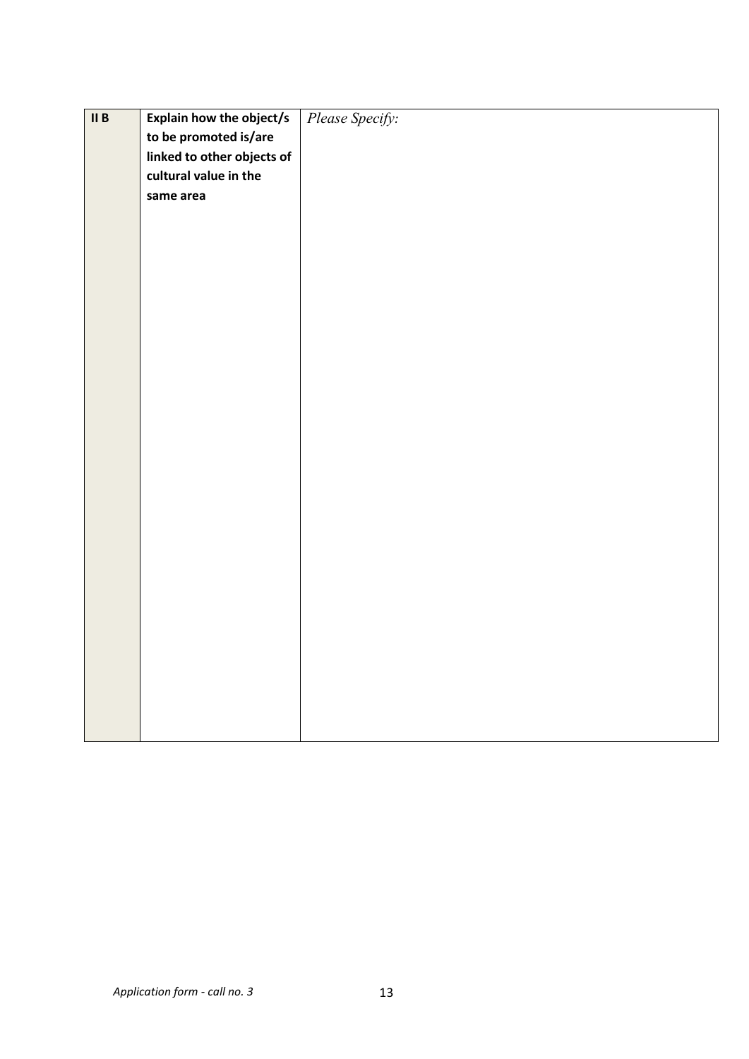| II B | **Explain how the object/s to be promoted is/are linked to other objects of cultural value in the same area** | *Please Specify:* |
|---|---|---|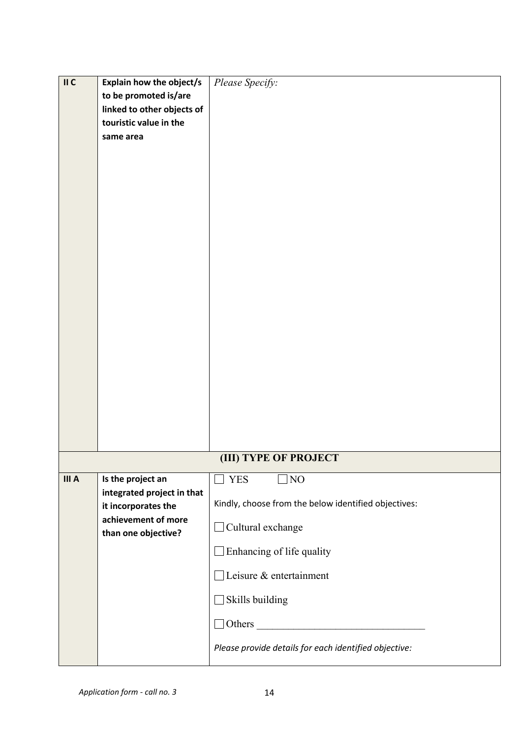| | | |
|---|---|---|
| **II C** | **Explain how the object/s to be promoted is/are linked to other objects of touristic value in the same area** | *Please Specify:* |
| **(III) TYPE OF PROJECT** | | |
| **III A** | **Is the project an integrated project in that it incorporates the achievement of more than one objective?** | ☐ YES ☐ NO<br><br>Kindly, choose from the below identified objectives:<br><br>☐ Cultural exchange<br><br>☐ Enhancing of life quality<br><br>☐ Leisure & entertainment<br><br>☐ Skills building<br><br>☐ Others ________________________________<br><br>*Please provide details for each identified objective:* |

*Application form - call no. 3*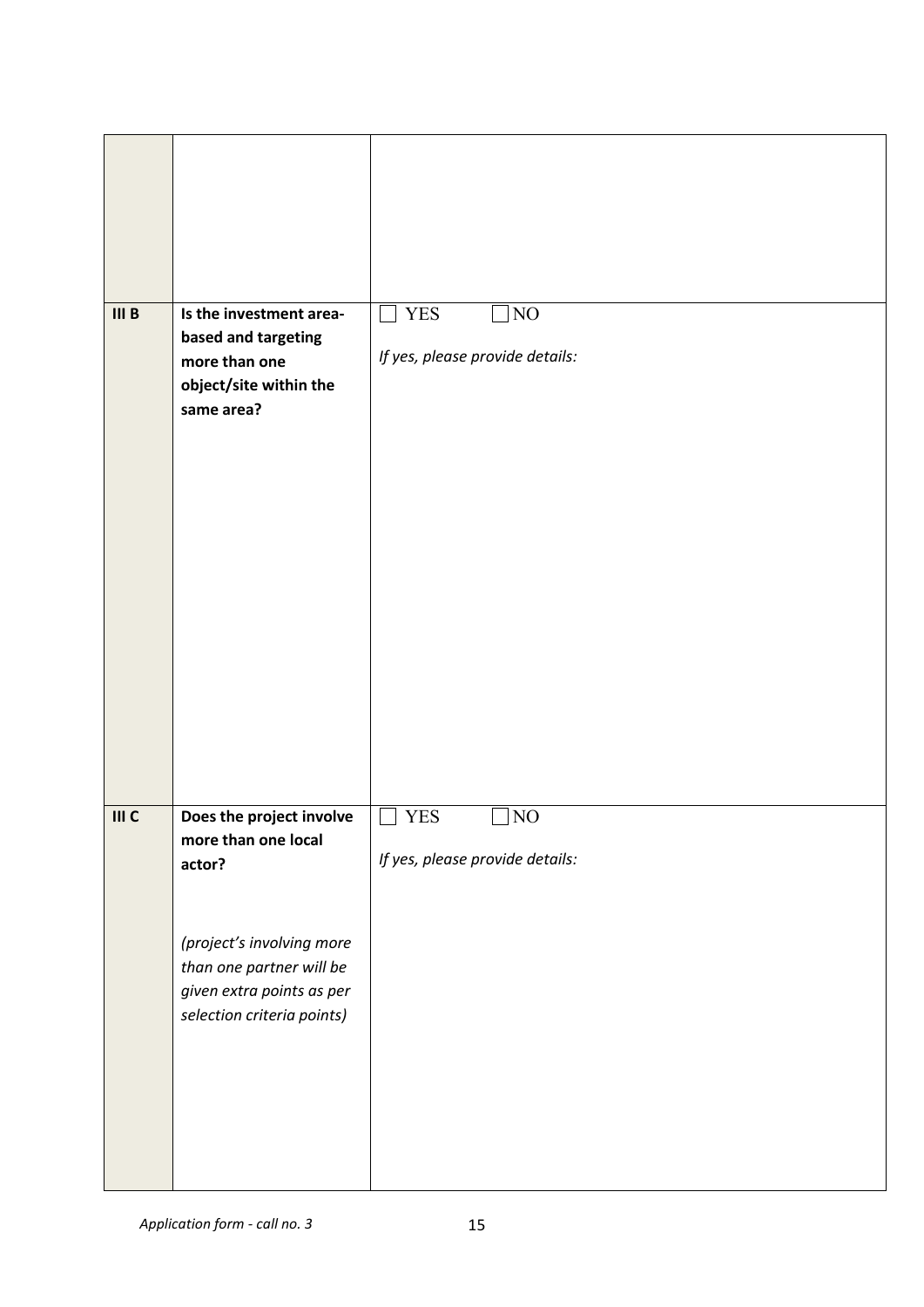| | | |
|---|---|---|
| | | |
| **III B** | **Is the investment area-based and targeting more than one object/site within the same area?** | ☐ YES ☐ NO<br><br>*If yes, please provide details:* |
| **III C** | **Does the project involve more than one local actor?**<br><br>*(project's involving more than one partner will be given extra points as per selection criteria points)* | ☐ YES ☐ NO<br><br>*If yes, please provide details:* |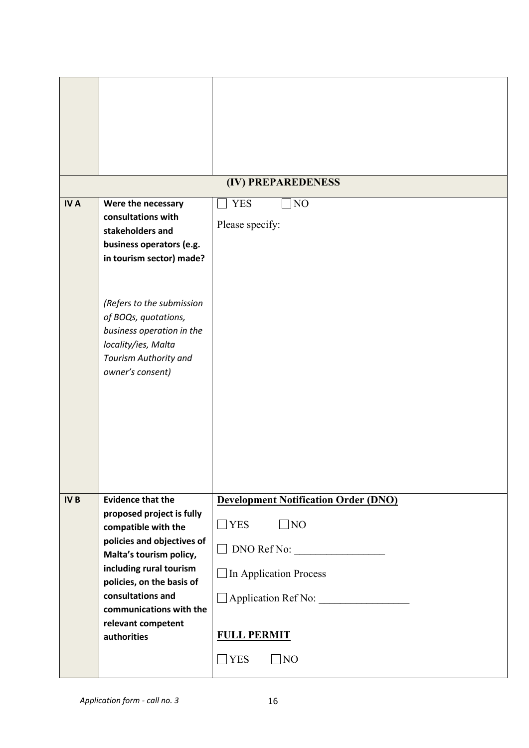| | | |
|---|---|---|
| | | |
| | | **(IV) PREPAREDENESS** |
| **IV A** | **Were the necessary consultations with stakeholders and business operators (e.g. in tourism sector) made?**<br><br>*(Refers to the submission of BOQs, quotations, business operation in the locality/ies, Malta Tourism Authority and owner's consent)* | ☐ YES ☐ NO<br><br>Please specify: |
| **IV B** | **Evidence that the proposed project is fully compatible with the policies and objectives of Malta's tourism policy, including rural tourism policies, on the basis of consultations and communications with the relevant competent authorities** | **Development Notification Order (DNO)**<br><br>☐ YES ☐ NO<br><br>☐ DNO Ref No: ________________<br><br>☐ In Application Process<br><br>☐ Application Ref No: ________________<br><br>**FULL PERMIT**<br><br>☐ YES ☐ NO |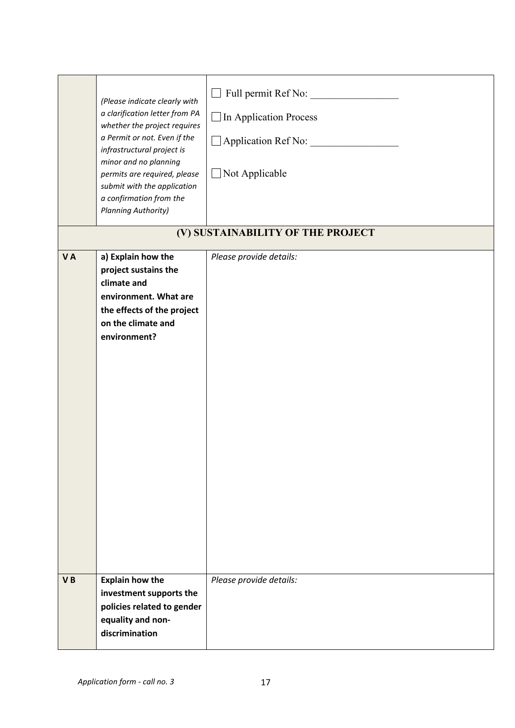|  |  |  |
|---|---|---|
|  | *(Please indicate clearly with a clarification letter from PA whether the project requires a Permit or not. Even if the infrastructural project is minor and no planning permits are required, please submit with the application a confirmation from the Planning Authority)* | ☐ Full permit Ref No: _________________<br>☐ In Application Process<br>☐ Application Ref No: _________________<br>☐ Not Applicable |
| **(V) SUSTAINABILITY OF THE PROJECT** | | |
| **V A** | **a) Explain how the project sustains the climate and environment. What are the effects of the project on the climate and environment?** | *Please provide details:* |
| **V B** | **Explain how the investment supports the policies related to gender equality and non-discrimination** | *Please provide details:* |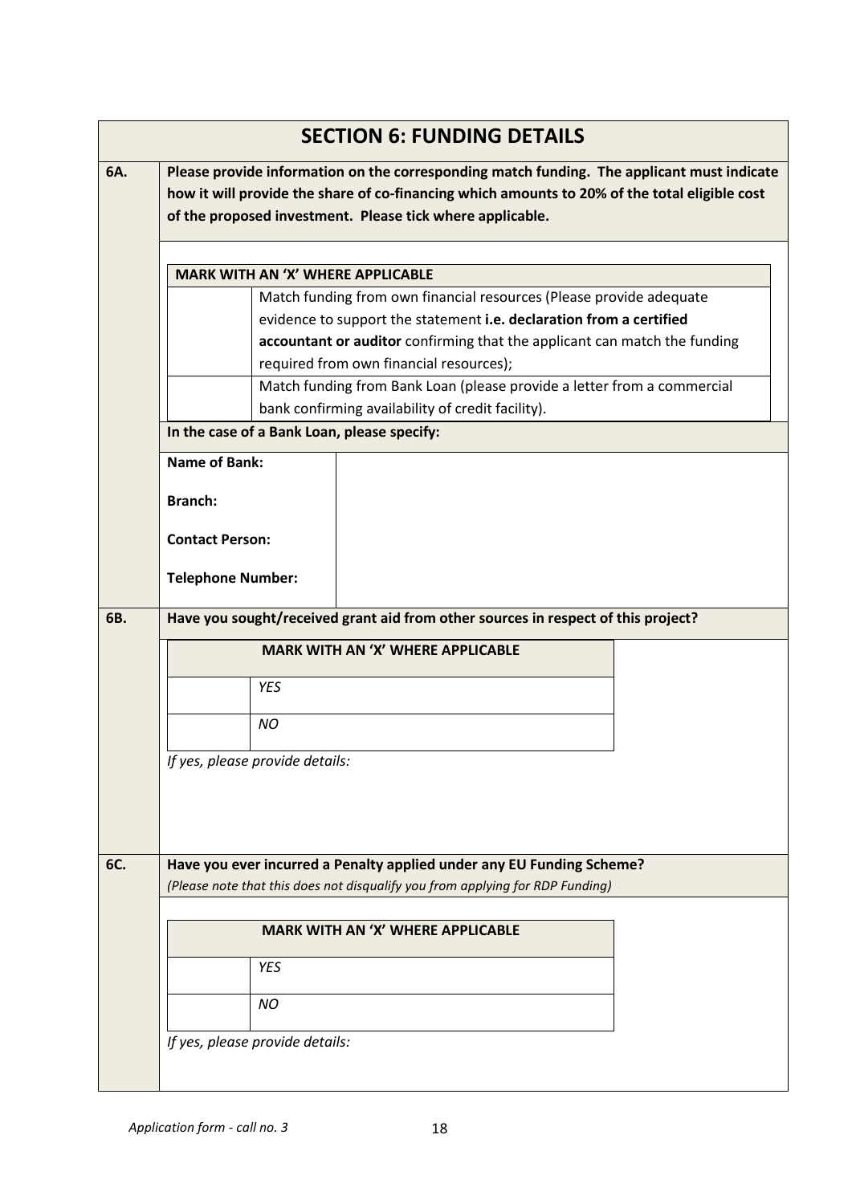## SECTION 6: FUNDING DETAILS

**6A.** **Please provide information on the corresponding match funding. The applicant must indicate how it will provide the share of co-financing which amounts to 20% of the total eligible cost of the proposed investment. Please tick where applicable.**

| **MARK WITH AN 'X' WHERE APPLICABLE** | |
|---|---|
| | Match funding from own financial resources (Please provide adequate evidence to support the statement **i.e. declaration from a certified accountant or auditor** confirming that the applicant can match the funding required from own financial resources); |
| | Match funding from Bank Loan (please provide a letter from a commercial bank confirming availability of credit facility). |

**In the case of a Bank Loan, please specify:**

| | |
|---|---|
| **Name of Bank:** | |
| **Branch:** | |
| **Contact Person:** | |
| **Telephone Number:** | |

**6B.** **Have you sought/received grant aid from other sources in respect of this project?**

| **MARK WITH AN 'X' WHERE APPLICABLE** | |
|---|---|
| | *YES* |
| | *NO* |

*If yes, please provide details:*

**6C.** **Have you ever incurred a Penalty applied under any EU Funding Scheme?**
*(Please note that this does not disqualify you from applying for RDP Funding)*

| **MARK WITH AN 'X' WHERE APPLICABLE** | |
|---|---|
| | *YES* |
| | *NO* |

*If yes, please provide details:*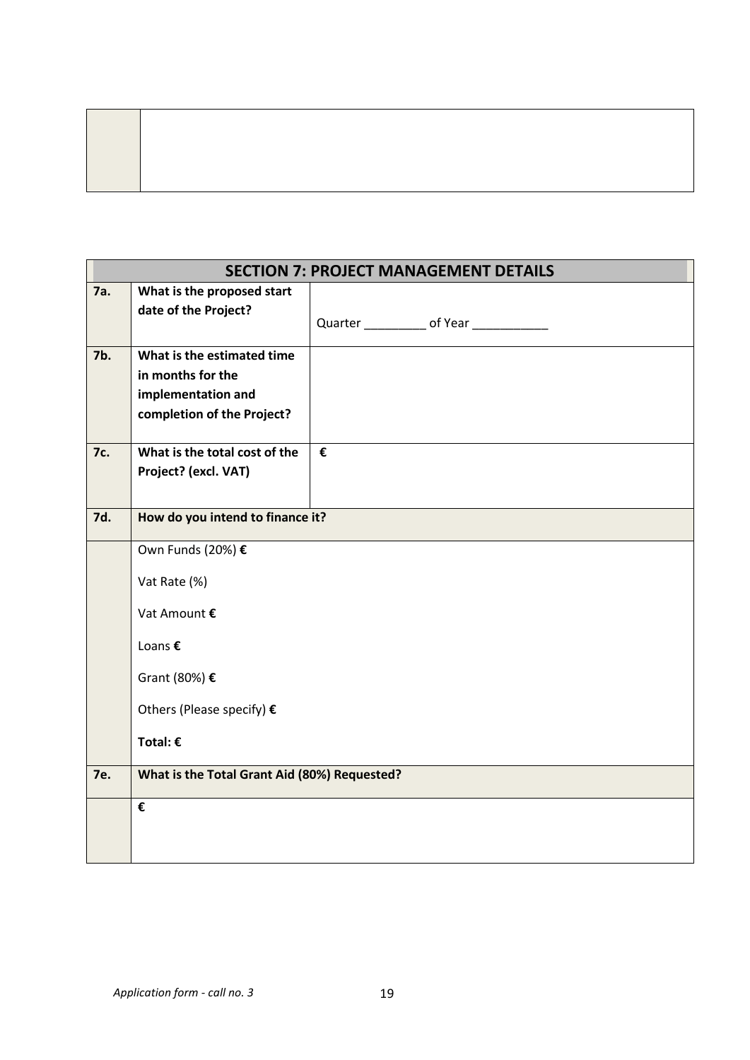| | |
|---|---|
| | |

| SECTION 7: PROJECT MANAGEMENT DETAILS | | |
|---|---|---|
| **7a.** | **What is the proposed start date of the Project?** | Quarter _________ of Year ___________ |
| **7b.** | **What is the estimated time in months for the implementation and completion of the Project?** | |
| **7c.** | **What is the total cost of the Project? (excl. VAT)** | **€** |
| **7d.** | **How do you intend to finance it?** | |
| | Own Funds (20%) **€**<br><br>Vat Rate (%)<br><br>Vat Amount **€**<br><br>Loans **€**<br><br>Grant (80%) **€**<br><br>Others (Please specify) **€**<br><br>**Total: €** | |
| **7e.** | **What is the Total Grant Aid (80%) Requested?** | |
| | **€** | |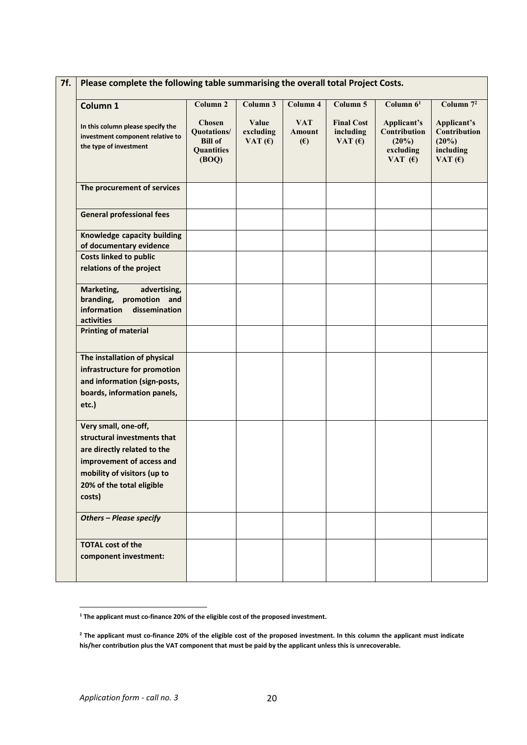**7f. Please complete the following table summarising the overall total Project Costs.**

| **Column 1**<br><br>**In this column please specify the investment component relative to the type of investment** | **Column 2**<br><br>**Chosen Quotations/ Bill of Quantities (BOQ)** | **Column 3**<br><br>**Value excluding VAT (€)** | **Column 4**<br><br>**VAT Amount (€)** | **Column 5**<br><br>**Final Cost including VAT (€)** | **Column 6**[1]<br><br>**Applicant's Contribution (20%) excluding VAT (€)** | **Column 7**[2]<br><br>**Applicant's Contribution (20%) including VAT (€)** |
|---|---|---|---|---|---|---|
| **The procurement of services** | | | | | | |
| **General professional fees** | | | | | | |
| **Knowledge capacity building of documentary evidence** | | | | | | |
| **Costs linked to public relations of the project** | | | | | | |
| **Marketing, advertising, branding, promotion and information dissemination activities** | | | | | | |
| **Printing of material** | | | | | | |
| **The installation of physical infrastructure for promotion and information (sign-posts, boards, information panels, etc.)** | | | | | | |
| **Very small, one-off, structural investments that are directly related to the improvement of access and mobility of visitors (up to 20% of the total eligible costs)** | | | | | | |
| ***Others – Please specify*** | | | | | | |
| **TOTAL cost of the component investment:** | | | | | | |

---

**[1] The applicant must co-finance 20% of the eligible cost of the proposed investment.**

**[2] The applicant must co-finance 20% of the eligible cost of the proposed investment. In this column the applicant must indicate his/her contribution plus the VAT component that must be paid by the applicant unless this is unrecoverable.**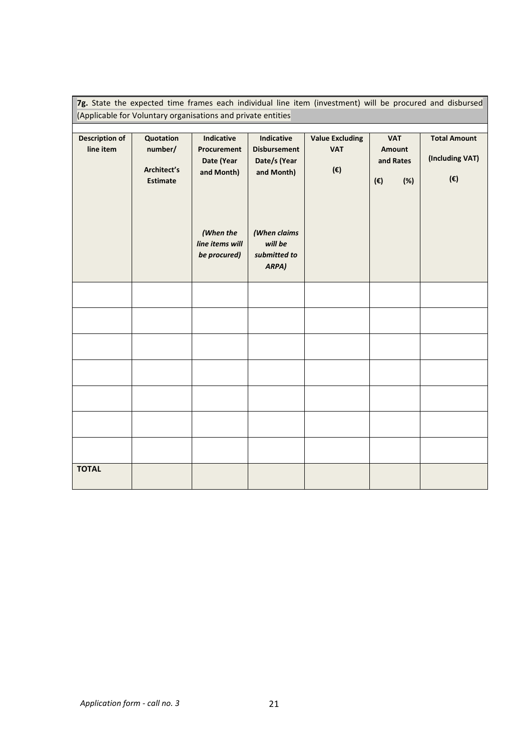**7g.** State the expected time frames each individual line item (investment) will be procured and disbursed (Applicable for Voluntary organisations and private entities

| **Description of line item** | **Quotation number/ Architect's Estimate** | **Indicative Procurement Date (Year and Month)** *(When the line items will be procured)* | **Indicative Disbursement Date/s (Year and Month)** *(When claims will be submitted to ARPA)* | **Value Excluding VAT (€)** | **VAT Amount and Rates (€) (%)** | **Total Amount (Including VAT) (€)** |
|---|---|---|---|---|---|---|
| | | | | | | |
| | | | | | | |
| | | | | | | |
| | | | | | | |
| | | | | | | |
| | | | | | | |
| | | | | | | |
| **TOTAL** | | | | | | |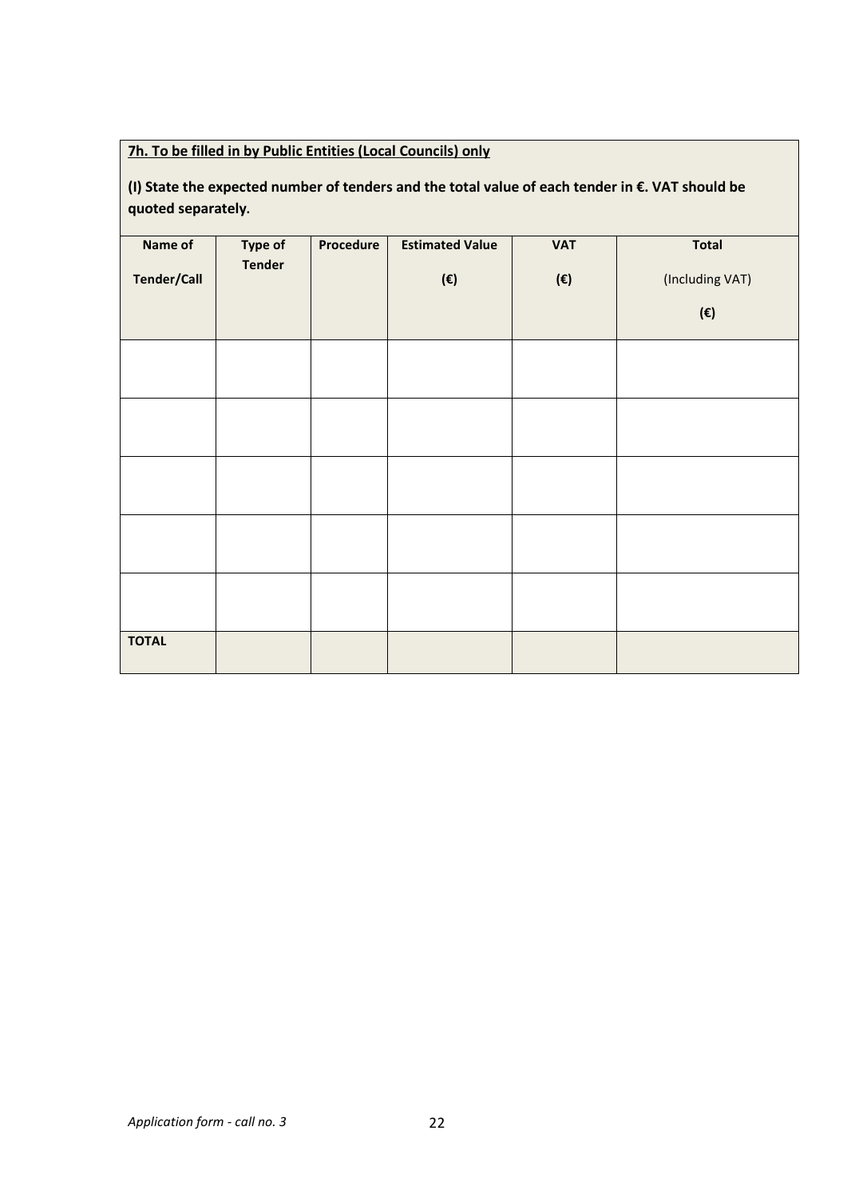**<u>7h. To be filled in by Public Entities (Local Councils) only</u>**

**(I) State the expected number of tenders and the total value of each tender in €. VAT should be quoted separately.**

| **Name of Tender/Call** | **Type of Tender** | **Procedure** | **Estimated Value (€)** | **VAT (€)** | **Total** (Including VAT) **(€)** |
|---|---|---|---|---|---|
| | | | | | |
| | | | | | |
| | | | | | |
| | | | | | |
| | | | | | |
| **TOTAL** | | | | | |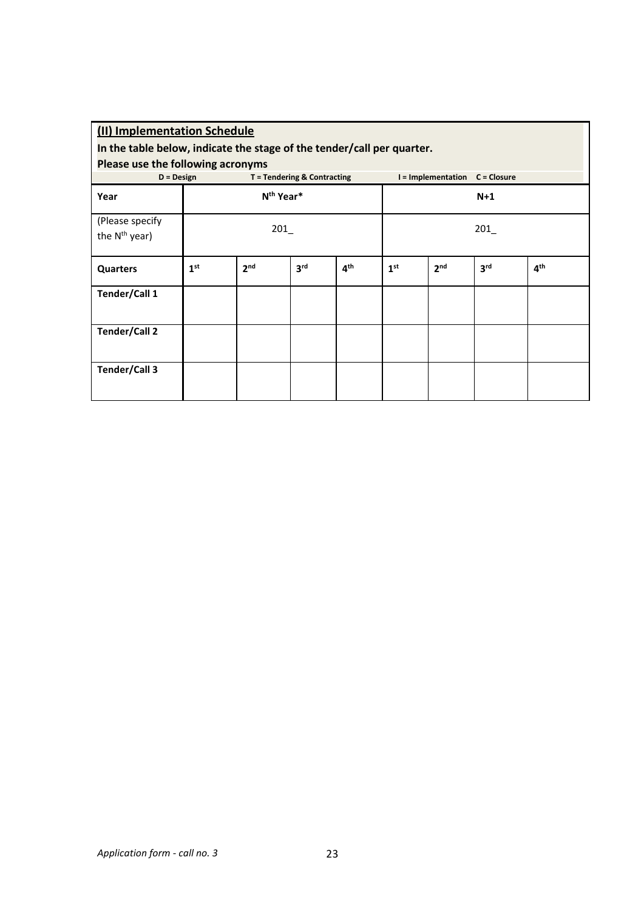**(II) Implementation Schedule**

**In the table below, indicate the stage of the tender/call per quarter.**

**Please use the following acronyms**

**D = Design** **T = Tendering & Contracting** **I = Implementation** **C = Closure**

| **Year** | **N$^{th}$ Year*** | | | | **N+1** | | | |
|---|---|---|---|---|---|---|---|---|
| (Please specify the N$^{th}$ year) | 201_ | | | | 201_ | | | |
| **Quarters** | **1st** | **2nd** | **3rd** | **4th** | **1st** | **2nd** | **3rd** | **4th** |
| **Tender/Call 1** | | | | | | | | |
| **Tender/Call 2** | | | | | | | | |
| **Tender/Call 3** | | | | | | | | |

*Application form - call no. 3*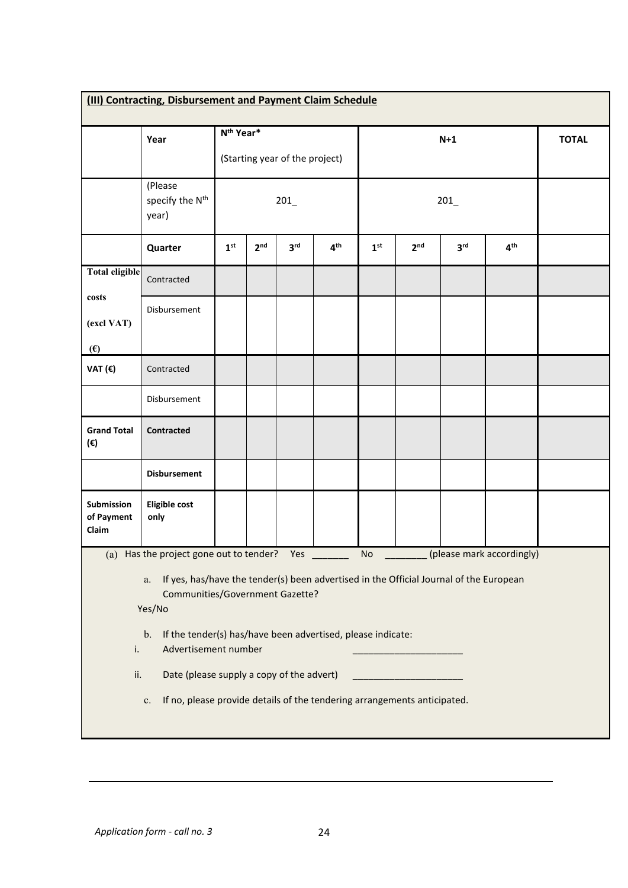**(III) Contracting, Disbursement and Payment Claim Schedule**

| | Year | $N^{th}$ Year* (Starting year of the project) | | | | N+1 | | | | TOTAL |
|---|---|---|---|---|---|---|---|---|---|---|
| | (Please specify the $N^{th}$ year) | 201_ | | | | 201_ | | | | |
| | Quarter | 1st | 2nd | 3rd | 4th | 1st | 2nd | 3rd | 4th | |
| Total eligible costs (excl VAT) (€) | Contracted | | | | | | | | | |
| | Disbursement | | | | | | | | | |
| VAT (€) | Contracted | | | | | | | | | |
| | Disbursement | | | | | | | | | |
| **Grand Total (€)** | **Contracted** | | | | | | | | | |
| | **Disbursement** | | | | | | | | | |
| **Submission of Payment Claim** | **Eligible cost only** | | | | | | | | | |

(a) Has the project gone out to tender? Yes _______ No ________ (please mark accordingly)

a. If yes, has/have the tender(s) been advertised in the Official Journal of the European Communities/Government Gazette?

Yes/No

b. If the tender(s) has/have been advertised, please indicate:

i. Advertisement number _____________________

ii. Date (please supply a copy of the advert) _____________________

c. If no, please provide details of the tendering arrangements anticipated.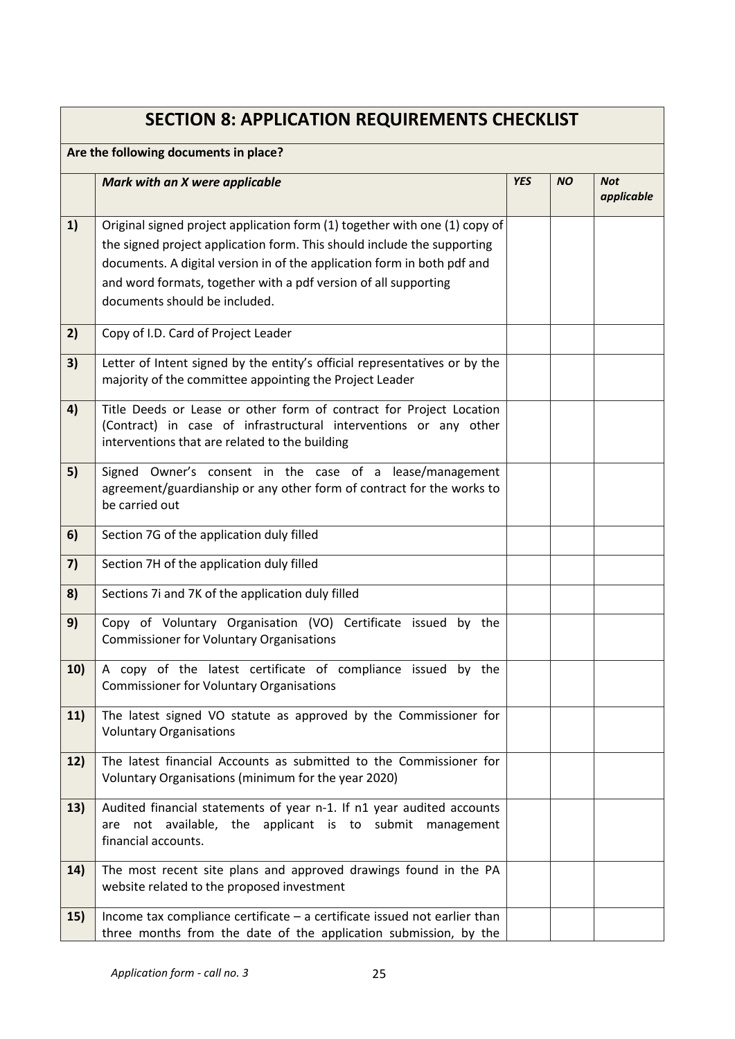## SECTION 8: APPLICATION REQUIREMENTS CHECKLIST

**Are the following documents in place?**

| | *Mark with an X were applicable* | *YES* | *NO* | *Not applicable* |
|---|---|---|---|---|
| **1)** | Original signed project application form (1) together with one (1) copy of the signed project application form. This should include the supporting documents. A digital version in of the application form in both pdf and and word formats, together with a pdf version of all supporting documents should be included. | | | |
| **2)** | Copy of I.D. Card of Project Leader | | | |
| **3)** | Letter of Intent signed by the entity's official representatives or by the majority of the committee appointing the Project Leader | | | |
| **4)** | Title Deeds or Lease or other form of contract for Project Location (Contract) in case of infrastructural interventions or any other interventions that are related to the building | | | |
| **5)** | Signed Owner's consent in the case of a lease/management agreement/guardianship or any other form of contract for the works to be carried out | | | |
| **6)** | Section 7G of the application duly filled | | | |
| **7)** | Section 7H of the application duly filled | | | |
| **8)** | Sections 7i and 7K of the application duly filled | | | |
| **9)** | Copy of Voluntary Organisation (VO) Certificate issued by the Commissioner for Voluntary Organisations | | | |
| **10)** | A copy of the latest certificate of compliance issued by the Commissioner for Voluntary Organisations | | | |
| **11)** | The latest signed VO statute as approved by the Commissioner for Voluntary Organisations | | | |
| **12)** | The latest financial Accounts as submitted to the Commissioner for Voluntary Organisations (minimum for the year 2020) | | | |
| **13)** | Audited financial statements of year n-1. If n1 year audited accounts are not available, the applicant is to submit management financial accounts. | | | |
| **14)** | The most recent site plans and approved drawings found in the PA website related to the proposed investment | | | |
| **15)** | Income tax compliance certificate – a certificate issued not earlier than three months from the date of the application submission, by the | | | |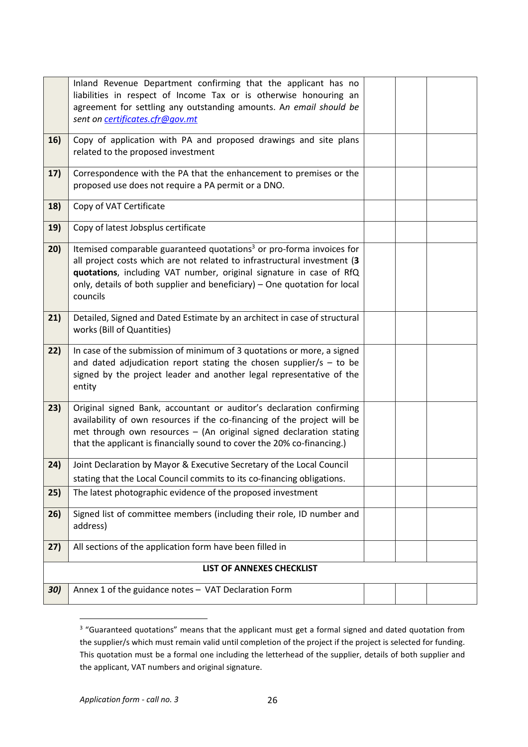| | | | | |
|---|---|---|---|---|
| | Inland Revenue Department confirming that the applicant has no liabilities in respect of Income Tax or is otherwise honouring an agreement for settling any outstanding amounts. A*n email should be sent on* *certificates.cfr@gov.mt* | | | |
| **16)** | Copy of application with PA and proposed drawings and site plans related to the proposed investment | | | |
| **17)** | Correspondence with the PA that the enhancement to premises or the proposed use does not require a PA permit or a DNO. | | | |
| **18)** | Copy of VAT Certificate | | | |
| **19)** | Copy of latest Jobsplus certificate | | | |
| **20)** | Itemised comparable guaranteed quotations[3] or pro-forma invoices for all project costs which are not related to infrastructural investment (**3 quotations**, including VAT number, original signature in case of RfQ only, details of both supplier and beneficiary) – One quotation for local councils | | | |
| **21)** | Detailed, Signed and Dated Estimate by an architect in case of structural works (Bill of Quantities) | | | |
| **22)** | In case of the submission of minimum of 3 quotations or more, a signed and dated adjudication report stating the chosen supplier/s – to be signed by the project leader and another legal representative of the entity | | | |
| **23)** | Original signed Bank, accountant or auditor's declaration confirming availability of own resources if the co-financing of the project will be met through own resources – (An original signed declaration stating that the applicant is financially sound to cover the 20% co-financing.) | | | |
| **24)** | Joint Declaration by Mayor & Executive Secretary of the Local Council stating that the Local Council commits to its co-financing obligations. | | | |
| **25)** | The latest photographic evidence of the proposed investment | | | |
| **26)** | Signed list of committee members (including their role, ID number and address) | | | |
| **27)** | All sections of the application form have been filled in | | | |
| | **LIST OF ANNEXES CHECKLIST** | | | |
| ***30)*** | Annex 1 of the guidance notes – VAT Declaration Form | | | |

[3] "Guaranteed quotations" means that the applicant must get a formal signed and dated quotation from the supplier/s which must remain valid until completion of the project if the project is selected for funding. This quotation must be a formal one including the letterhead of the supplier, details of both supplier and the applicant, VAT numbers and original signature.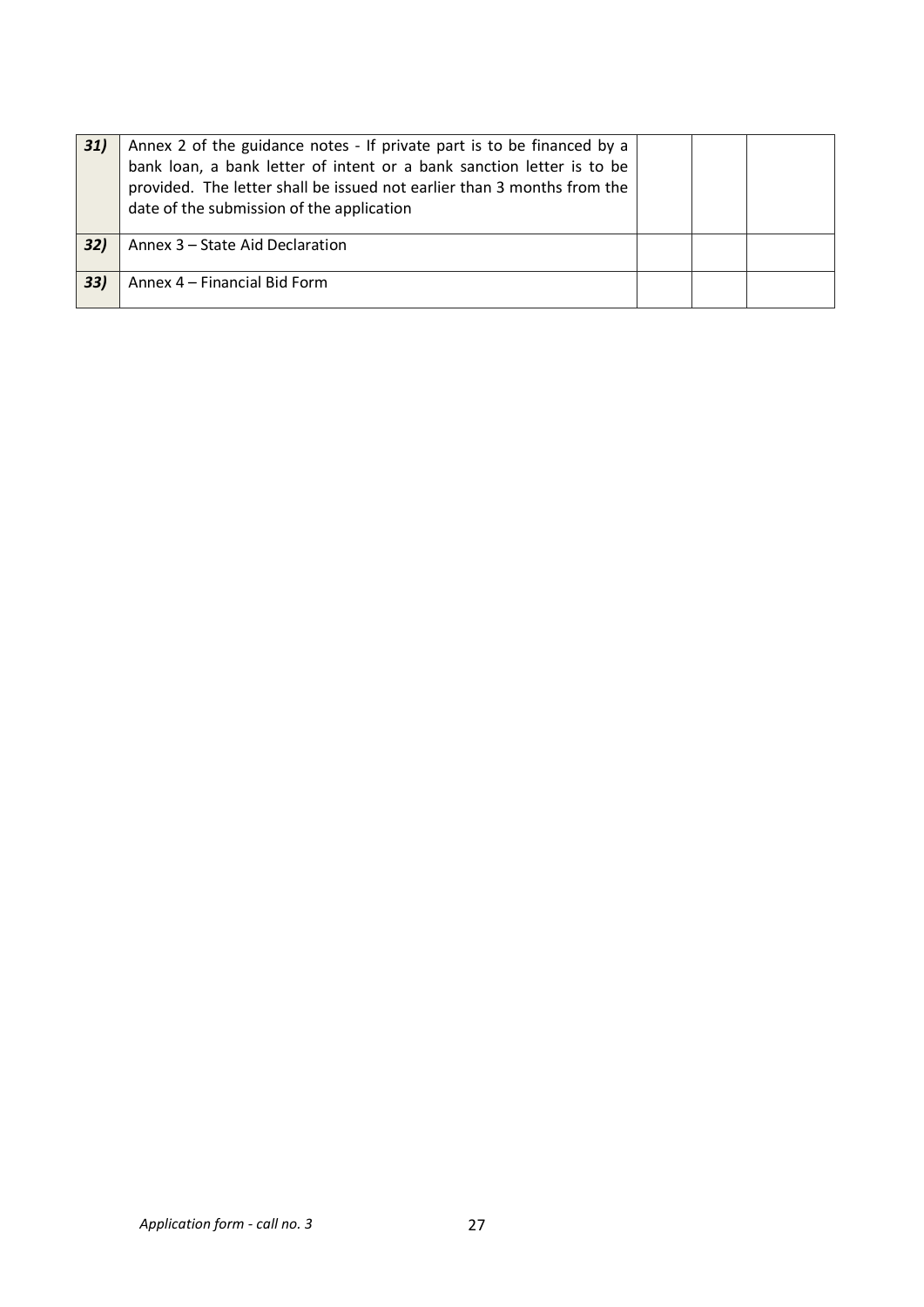| | | | | |
|---|---|---|---|---|
| ***31)*** | Annex 2 of the guidance notes - If private part is to be financed by a bank loan, a bank letter of intent or a bank sanction letter is to be provided. The letter shall be issued not earlier than 3 months from the date of the submission of the application | | | |
| ***32)*** | Annex 3 – State Aid Declaration | | | |
| ***33)*** | Annex 4 – Financial Bid Form | | | |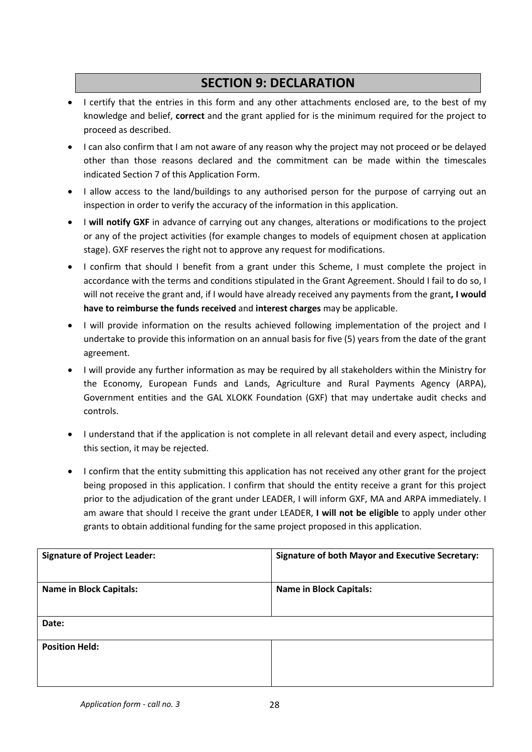## SECTION 9: DECLARATION

- I certify that the entries in this form and any other attachments enclosed are, to the best of my knowledge and belief, **correct** and the grant applied for is the minimum required for the project to proceed as described.
- I can also confirm that I am not aware of any reason why the project may not proceed or be delayed other than those reasons declared and the commitment can be made within the timescales indicated Section 7 of this Application Form.
- I allow access to the land/buildings to any authorised person for the purpose of carrying out an inspection in order to verify the accuracy of the information in this application.
- I **will notify GXF** in advance of carrying out any changes, alterations or modifications to the project or any of the project activities (for example changes to models of equipment chosen at application stage). GXF reserves the right not to approve any request for modifications.
- I confirm that should I benefit from a grant under this Scheme, I must complete the project in accordance with the terms and conditions stipulated in the Grant Agreement. Should I fail to do so, I will not receive the grant and, if I would have already received any payments from the grant**, I would have to reimburse the funds received** and **interest charges** may be applicable.
- I will provide information on the results achieved following implementation of the project and I undertake to provide this information on an annual basis for five (5) years from the date of the grant agreement.
- I will provide any further information as may be required by all stakeholders within the Ministry for the Economy, European Funds and Lands, Agriculture and Rural Payments Agency (ARPA), Government entities and the GAL XLOKK Foundation (GXF) that may undertake audit checks and controls.
- I understand that if the application is not complete in all relevant detail and every aspect, including this section, it may be rejected.
- I confirm that the entity submitting this application has not received any other grant for the project being proposed in this application. I confirm that should the entity receive a grant for this project prior to the adjudication of the grant under LEADER, I will inform GXF, MA and ARPA immediately. I am aware that should I receive the grant under LEADER, **I will not be eligible** to apply under other grants to obtain additional funding for the same project proposed in this application.

| **Signature of Project Leader:** | **Signature of both Mayor and Executive Secretary:** |
|---|---|
| **Name in Block Capitals:** | **Name in Block Capitals:** |
| **Date:** | |
| **Position Held:** | |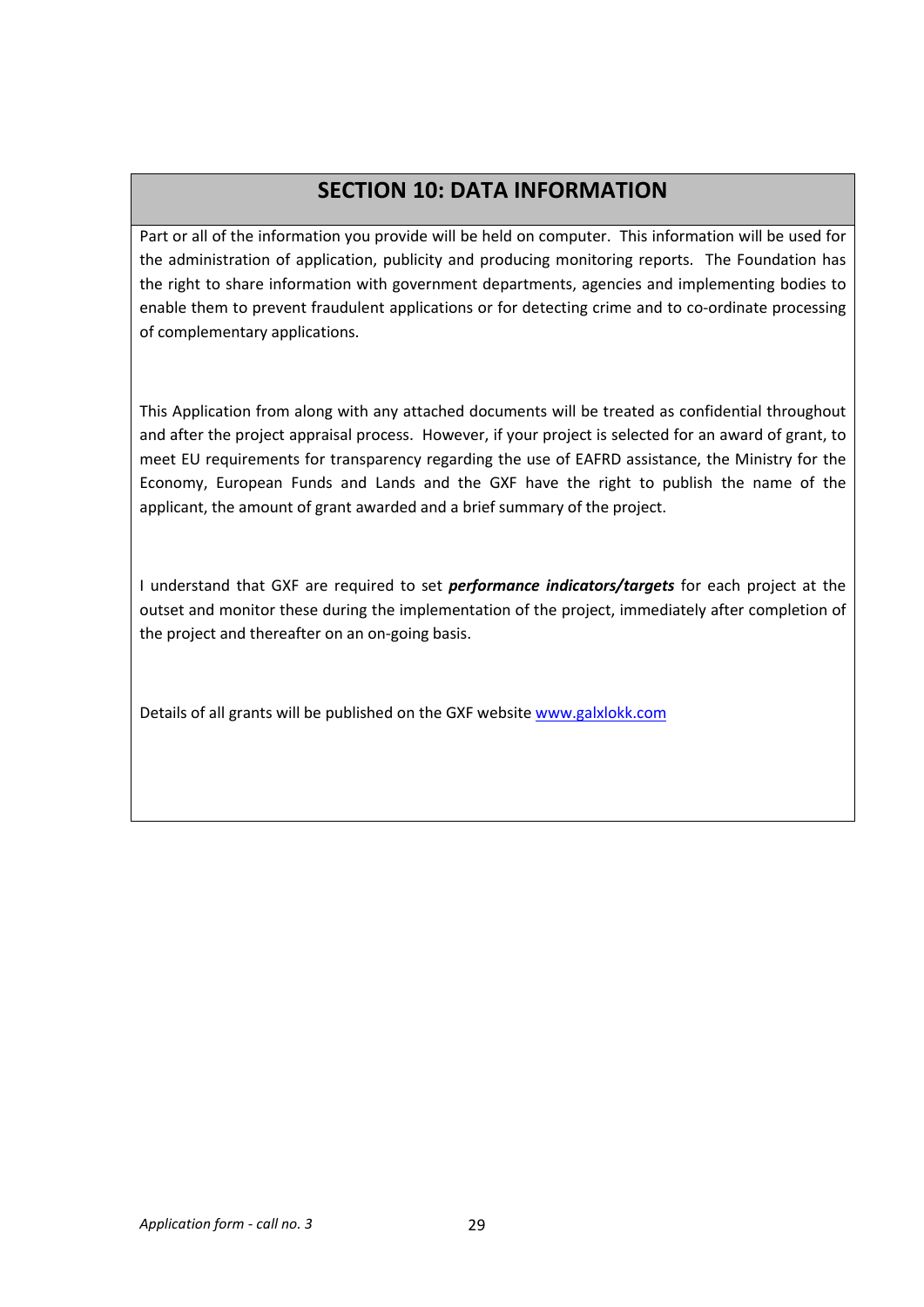# SECTION 10: DATA INFORMATION

Part or all of the information you provide will be held on computer. This information will be used for the administration of application, publicity and producing monitoring reports. The Foundation has the right to share information with government departments, agencies and implementing bodies to enable them to prevent fraudulent applications or for detecting crime and to co-ordinate processing of complementary applications.

This Application from along with any attached documents will be treated as confidential throughout and after the project appraisal process. However, if your project is selected for an award of grant, to meet EU requirements for transparency regarding the use of EAFRD assistance, the Ministry for the Economy, European Funds and Lands and the GXF have the right to publish the name of the applicant, the amount of grant awarded and a brief summary of the project.

I understand that GXF are required to set ***performance indicators/targets*** for each project at the outset and monitor these during the implementation of the project, immediately after completion of the project and thereafter on an on-going basis.

Details of all grants will be published on the GXF website [www.galxlokk.com](http://www.galxlokk.com)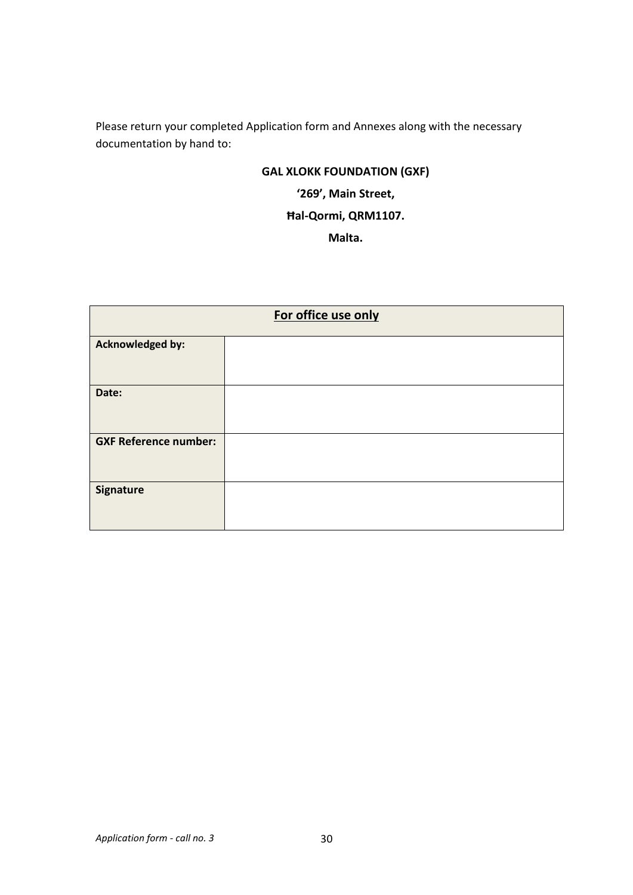Please return your completed Application form and Annexes along with the necessary documentation by hand to:

**GAL XLOKK FOUNDATION (GXF)**

**'269', Main Street,**

**Ħal-Qormi, QRM1107.**

**Malta.**

| **For office use only** | |
|---|---|
| **Acknowledged by:** | |
| **Date:** | |
| **GXF Reference number:** | |
| **Signature** | |